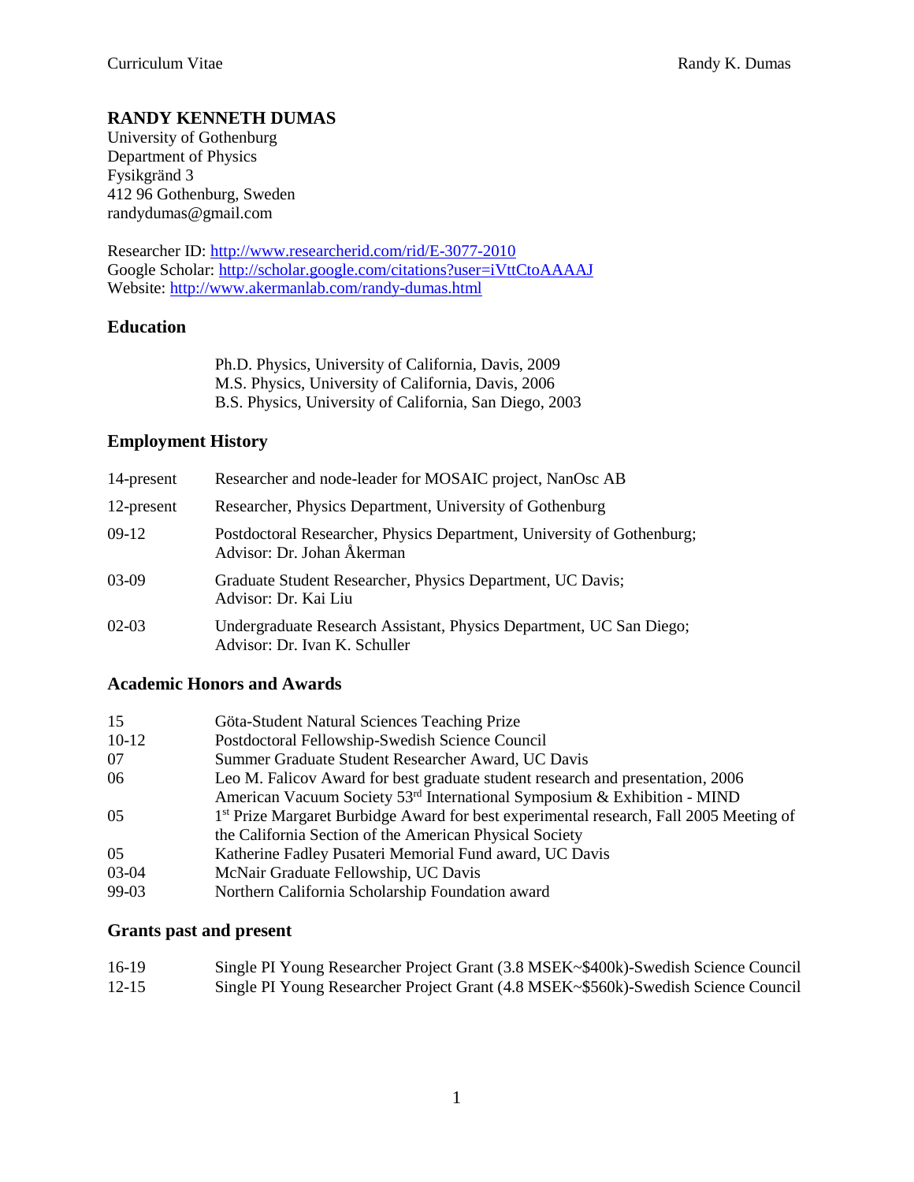# RANDY KENNETH DUMAS

University of Gothenburg
Department of Physics
Fysikgränd 3
412 96 Gothenburg, Sweden
randydumas@gmail.com

Researcher ID: http://www.researcherid.com/rid/E-3077-2010
Google Scholar: http://scholar.google.com/citations?user=iVttCtoAAAAJ
Website: http://www.akermanlab.com/randy-dumas.html

## Education

Ph.D. Physics, University of California, Davis, 2009
M.S. Physics, University of California, Davis, 2006
B.S. Physics, University of California, San Diego, 2003

## Employment History

| | |
|---|---|
| 14-present | Researcher and node-leader for MOSAIC project, NanOsc AB |
| 12-present | Researcher, Physics Department, University of Gothenburg |
| 09-12 | Postdoctoral Researcher, Physics Department, University of Gothenburg; Advisor: Dr. Johan Åkerman |
| 03-09 | Graduate Student Researcher, Physics Department, UC Davis; Advisor: Dr. Kai Liu |
| 02-03 | Undergraduate Research Assistant, Physics Department, UC San Diego; Advisor: Dr. Ivan K. Schuller |

## Academic Honors and Awards

| | |
|---|---|
| 15 | Göta-Student Natural Sciences Teaching Prize |
| 10-12 | Postdoctoral Fellowship-Swedish Science Council |
| 07 | Summer Graduate Student Researcher Award, UC Davis |
| 06 | Leo M. Falicov Award for best graduate student research and presentation, 2006 American Vacuum Society 53rd International Symposium & Exhibition - MIND |
| 05 | 1st Prize Margaret Burbidge Award for best experimental research, Fall 2005 Meeting of the California Section of the American Physical Society |
| 05 | Katherine Fadley Pusateri Memorial Fund award, UC Davis |
| 03-04 | McNair Graduate Fellowship, UC Davis |
| 99-03 | Northern California Scholarship Foundation award |

## Grants past and present

| | |
|---|---|
| 16-19 | Single PI Young Researcher Project Grant (3.8 MSEK~$400k)-Swedish Science Council |
| 12-15 | Single PI Young Researcher Project Grant (4.8 MSEK~$560k)-Swedish Science Council |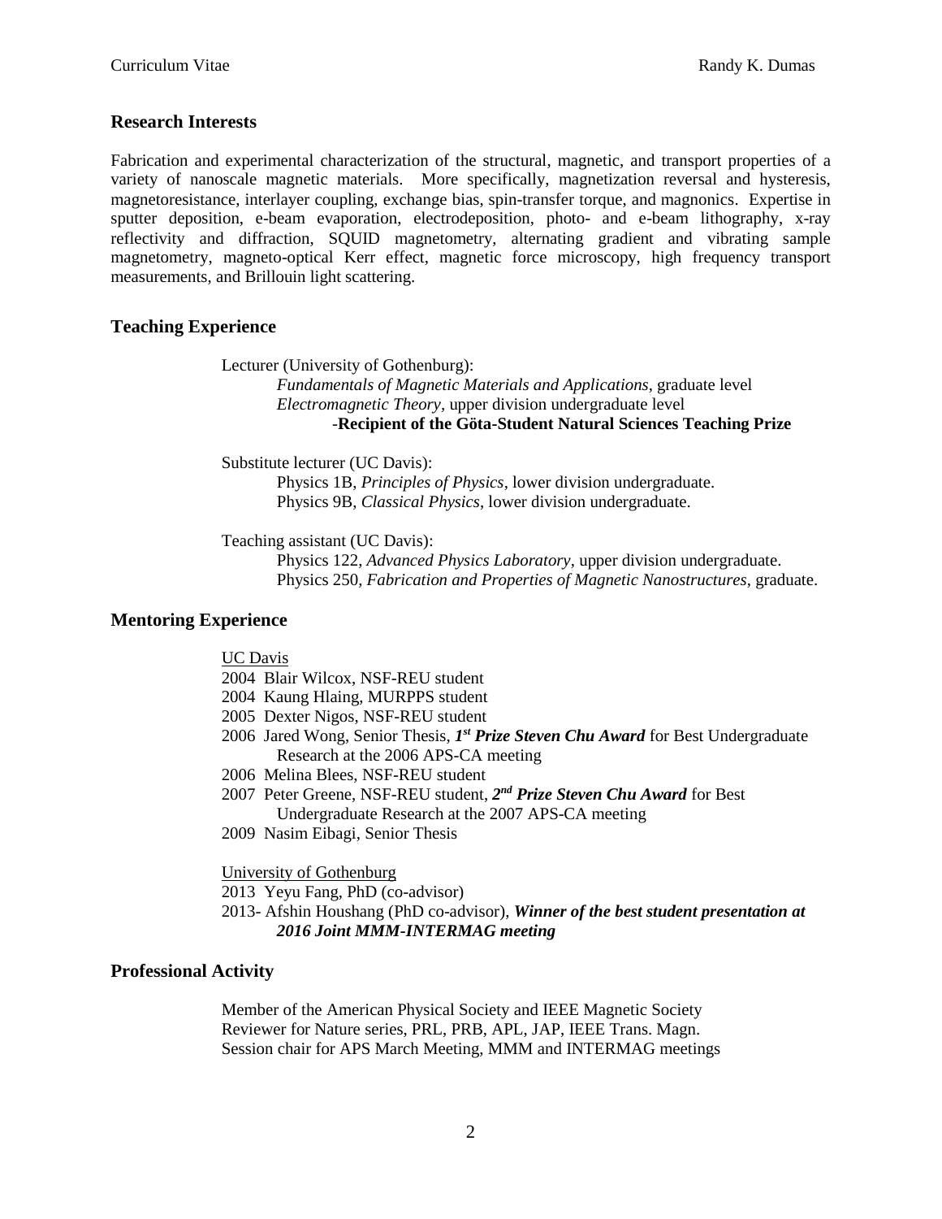## Research Interests

Fabrication and experimental characterization of the structural, magnetic, and transport properties of a variety of nanoscale magnetic materials. More specifically, magnetization reversal and hysteresis, magnetoresistance, interlayer coupling, exchange bias, spin-transfer torque, and magnonics. Expertise in sputter deposition, e-beam evaporation, electrodeposition, photo- and e-beam lithography, x-ray reflectivity and diffraction, SQUID magnetometry, alternating gradient and vibrating sample magnetometry, magneto-optical Kerr effect, magnetic force microscopy, high frequency transport measurements, and Brillouin light scattering.

## Teaching Experience

Lecturer (University of Gothenburg):
*Fundamentals of Magnetic Materials and Applications*, graduate level
*Electromagnetic Theory*, upper division undergraduate level
**-Recipient of the Göta-Student Natural Sciences Teaching Prize**

Substitute lecturer (UC Davis):
Physics 1B, *Principles of Physics*, lower division undergraduate.
Physics 9B, *Classical Physics*, lower division undergraduate.

Teaching assistant (UC Davis):
Physics 122, *Advanced Physics Laboratory*, upper division undergraduate.
Physics 250, *Fabrication and Properties of Magnetic Nanostructures*, graduate.

## Mentoring Experience

UC Davis

- 2004 Blair Wilcox, NSF-REU student
- 2004 Kaung Hlaing, MURPPS student
- 2005 Dexter Nigos, NSF-REU student
- 2006 Jared Wong, Senior Thesis, ***1st Prize Steven Chu Award*** for Best Undergraduate Research at the 2006 APS-CA meeting
- 2006 Melina Blees, NSF-REU student
- 2007 Peter Greene, NSF-REU student, ***2nd Prize Steven Chu Award*** for Best Undergraduate Research at the 2007 APS-CA meeting
- 2009 Nasim Eibagi, Senior Thesis

University of Gothenburg

- 2013 Yeyu Fang, PhD (co-advisor)
- 2013- Afshin Houshang (PhD co-advisor), ***Winner of the best student presentation at 2016 Joint MMM-INTERMAG meeting***

## Professional Activity

Member of the American Physical Society and IEEE Magnetic Society
Reviewer for Nature series, PRL, PRB, APL, JAP, IEEE Trans. Magn.
Session chair for APS March Meeting, MMM and INTERMAG meetings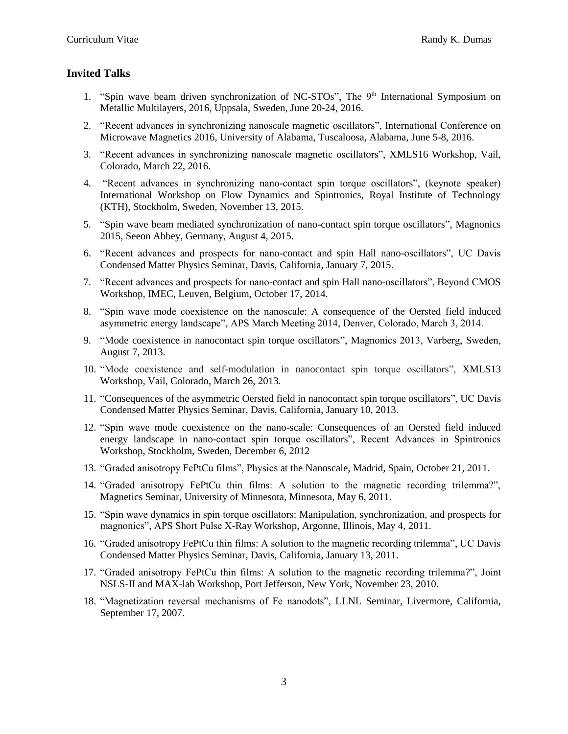## Invited Talks

1. "Spin wave beam driven synchronization of NC-STOs", The 9th International Symposium on Metallic Multilayers, 2016, Uppsala, Sweden, June 20-24, 2016.
2. "Recent advances in synchronizing nanoscale magnetic oscillators", International Conference on Microwave Magnetics 2016, University of Alabama, Tuscaloosa, Alabama, June 5-8, 2016.
3. "Recent advances in synchronizing nanoscale magnetic oscillators", XMLS16 Workshop, Vail, Colorado, March 22, 2016.
4. "Recent advances in synchronizing nano-contact spin torque oscillators", (keynote speaker) International Workshop on Flow Dynamics and Spintronics, Royal Institute of Technology (KTH), Stockholm, Sweden, November 13, 2015.
5. "Spin wave beam mediated synchronization of nano-contact spin torque oscillators", Magnonics 2015, Seeon Abbey, Germany, August 4, 2015.
6. "Recent advances and prospects for nano-contact and spin Hall nano-oscillators", UC Davis Condensed Matter Physics Seminar, Davis, California, January 7, 2015.
7. "Recent advances and prospects for nano-contact and spin Hall nano-oscillators", Beyond CMOS Workshop, IMEC, Leuven, Belgium, October 17, 2014.
8. "Spin wave mode coexistence on the nanoscale: A consequence of the Oersted field induced asymmetric energy landscape", APS March Meeting 2014, Denver, Colorado, March 3, 2014.
9. "Mode coexistence in nanocontact spin torque oscillators", Magnonics 2013, Varberg, Sweden, August 7, 2013.
10. "Mode coexistence and self-modulation in nanocontact spin torque oscillators", XMLS13 Workshop, Vail, Colorado, March 26, 2013.
11. "Consequences of the asymmetric Oersted field in nanocontact spin torque oscillators", UC Davis Condensed Matter Physics Seminar, Davis, California, January 10, 2013.
12. "Spin wave mode coexistence on the nano-scale: Consequences of an Oersted field induced energy landscape in nano-contact spin torque oscillators", Recent Advances in Spintronics Workshop, Stockholm, Sweden, December 6, 2012
13. "Graded anisotropy FePtCu films", Physics at the Nanoscale, Madrid, Spain, October 21, 2011.
14. "Graded anisotropy FePtCu thin films: A solution to the magnetic recording trilemma?", Magnetics Seminar, University of Minnesota, Minnesota, May 6, 2011.
15. "Spin wave dynamics in spin torque oscillators: Manipulation, synchronization, and prospects for magnonics", APS Short Pulse X-Ray Workshop, Argonne, Illinois, May 4, 2011.
16. "Graded anisotropy FePtCu thin films: A solution to the magnetic recording trilemma", UC Davis Condensed Matter Physics Seminar, Davis, California, January 13, 2011.
17. "Graded anisotropy FePtCu thin films: A solution to the magnetic recording trilemma?", Joint NSLS-II and MAX-lab Workshop, Port Jefferson, New York, November 23, 2010.
18. "Magnetization reversal mechanisms of Fe nanodots", LLNL Seminar, Livermore, California, September 17, 2007.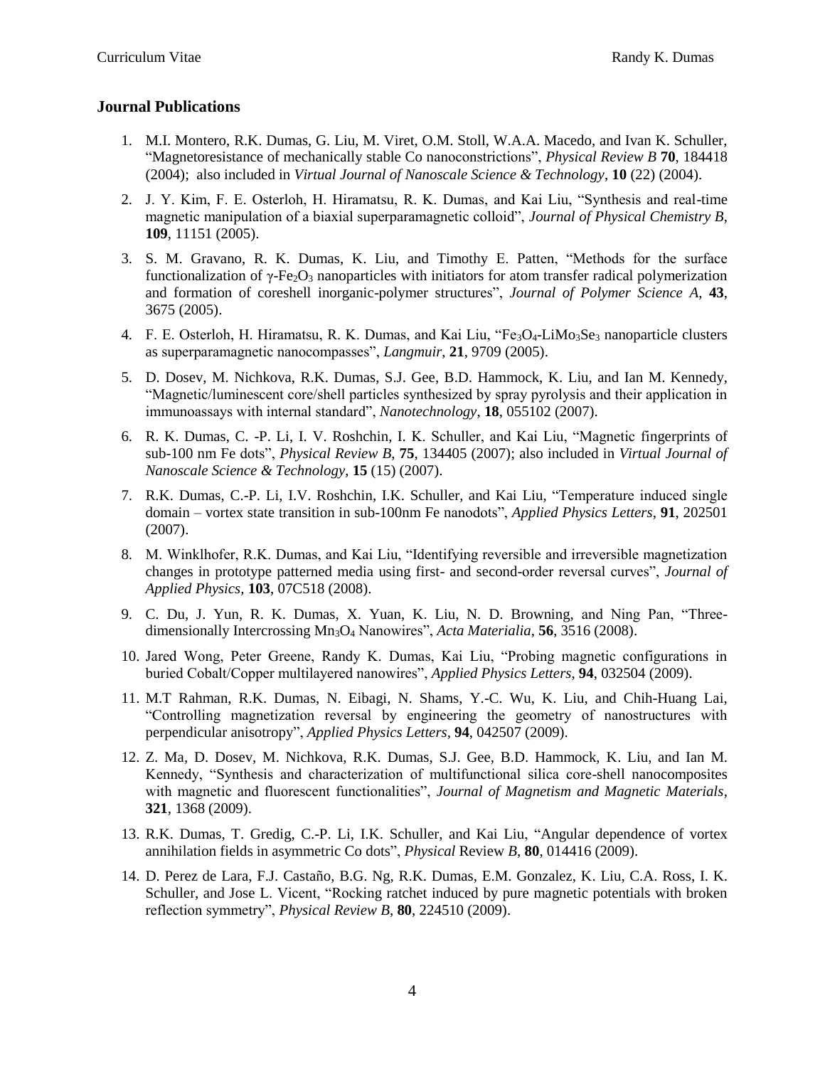## Journal Publications

1. M.I. Montero, R.K. Dumas, G. Liu, M. Viret, O.M. Stoll, W.A.A. Macedo, and Ivan K. Schuller, "Magnetoresistance of mechanically stable Co nanoconstrictions", *Physical Review B* **70**, 184418 (2004); also included in *Virtual Journal of Nanoscale Science & Technology*, **10** (22) (2004).

2. J. Y. Kim, F. E. Osterloh, H. Hiramatsu, R. K. Dumas, and Kai Liu, "Synthesis and real-time magnetic manipulation of a biaxial superparamagnetic colloid", *Journal of Physical Chemistry B*, **109**, 11151 (2005).

3. S. M. Gravano, R. K. Dumas, K. Liu, and Timothy E. Patten, "Methods for the surface functionalization of γ-$Fe_2O_3$ nanoparticles with initiators for atom transfer radical polymerization and formation of coreshell inorganic-polymer structures", *Journal of Polymer Science A*, **43**, 3675 (2005).

4. F. E. Osterloh, H. Hiramatsu, R. K. Dumas, and Kai Liu, "$Fe_3O_4$-$LiMo_3Se_3$ nanoparticle clusters as superparamagnetic nanocompasses", *Langmuir*, **21**, 9709 (2005).

5. D. Dosev, M. Nichkova, R.K. Dumas, S.J. Gee, B.D. Hammock, K. Liu, and Ian M. Kennedy, "Magnetic/luminescent core/shell particles synthesized by spray pyrolysis and their application in immunoassays with internal standard", *Nanotechnology*, **18**, 055102 (2007).

6. R. K. Dumas, C. -P. Li, I. V. Roshchin, I. K. Schuller, and Kai Liu, "Magnetic fingerprints of sub-100 nm Fe dots", *Physical Review B*, **75**, 134405 (2007); also included in *Virtual Journal of Nanoscale Science & Technology*, **15** (15) (2007).

7. R.K. Dumas, C.-P. Li, I.V. Roshchin, I.K. Schuller, and Kai Liu, "Temperature induced single domain – vortex state transition in sub-100nm Fe nanodots", *Applied Physics Letters*, **91**, 202501 (2007).

8. M. Winklhofer, R.K. Dumas, and Kai Liu, "Identifying reversible and irreversible magnetization changes in prototype patterned media using first- and second-order reversal curves", *Journal of Applied Physics*, **103**, 07C518 (2008).

9. C. Du, J. Yun, R. K. Dumas, X. Yuan, K. Liu, N. D. Browning, and Ning Pan, "Three-dimensionally Intercrossing $Mn_3O_4$ Nanowires", *Acta Materialia*, **56**, 3516 (2008).

10. Jared Wong, Peter Greene, Randy K. Dumas, Kai Liu, "Probing magnetic configurations in buried Cobalt/Copper multilayered nanowires", *Applied Physics Letters*, **94**, 032504 (2009).

11. M.T Rahman, R.K. Dumas, N. Eibagi, N. Shams, Y.-C. Wu, K. Liu, and Chih-Huang Lai, "Controlling magnetization reversal by engineering the geometry of nanostructures with perpendicular anisotropy", *Applied Physics Letters*, **94**, 042507 (2009).

12. Z. Ma, D. Dosev, M. Nichkova, R.K. Dumas, S.J. Gee, B.D. Hammock, K. Liu, and Ian M. Kennedy, "Synthesis and characterization of multifunctional silica core-shell nanocomposites with magnetic and fluorescent functionalities", *Journal of Magnetism and Magnetic Materials*, **321**, 1368 (2009).

13. R.K. Dumas, T. Gredig, C.-P. Li, I.K. Schuller, and Kai Liu, "Angular dependence of vortex annihilation fields in asymmetric Co dots", *Physical* Review *B*, **80**, 014416 (2009).

14. D. Perez de Lara, F.J. Castaño, B.G. Ng, R.K. Dumas, E.M. Gonzalez, K. Liu, C.A. Ross, I. K. Schuller, and Jose L. Vicent, "Rocking ratchet induced by pure magnetic potentials with broken reflection symmetry", *Physical Review B*, **80**, 224510 (2009).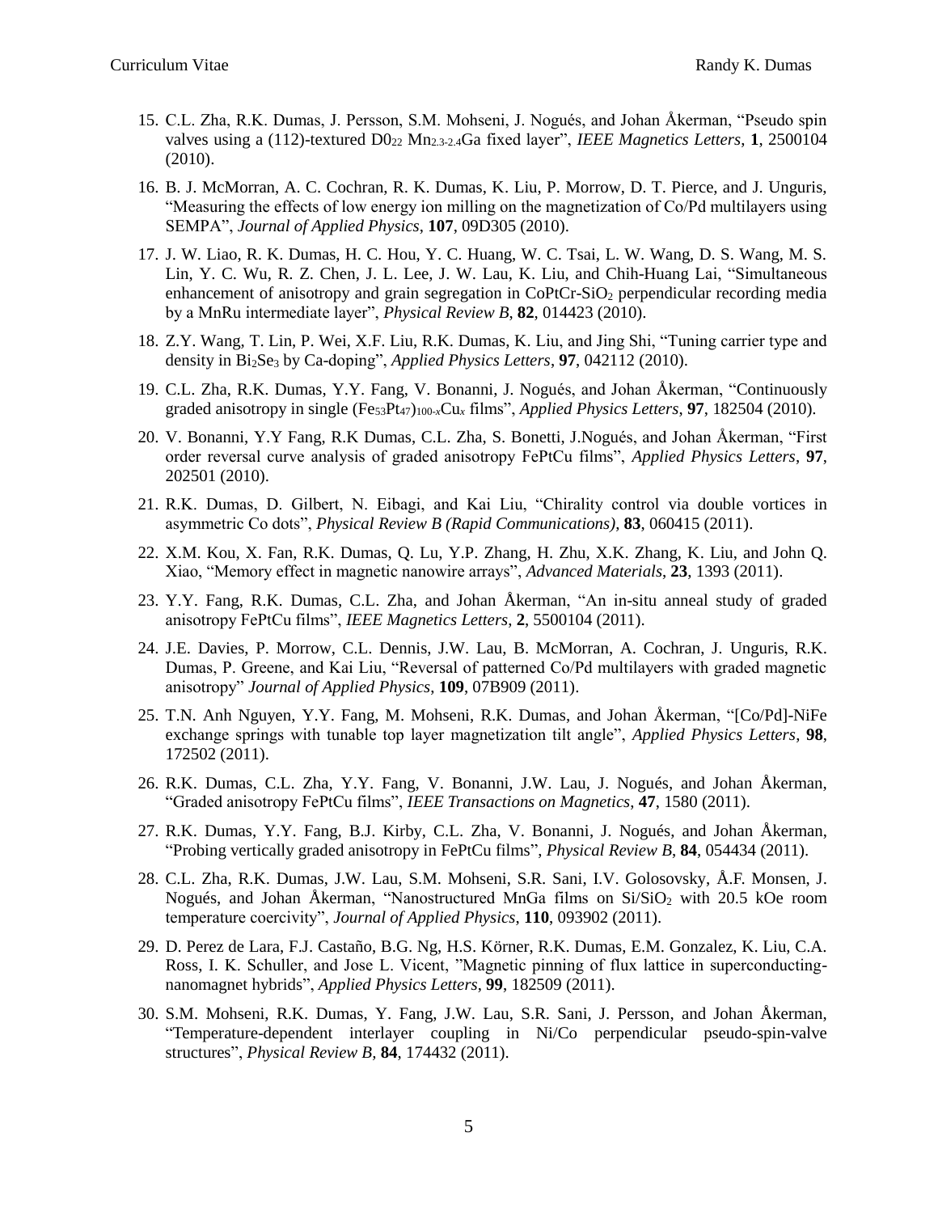15. C.L. Zha, R.K. Dumas, J. Persson, S.M. Mohseni, J. Nogués, and Johan Åkerman, "Pseudo spin valves using a (112)-textured $D0_{22}$ $Mn_{2.3\text{-}2.4}Ga$ fixed layer", *IEEE Magnetics Letters*, **1**, 2500104 (2010).

16. B. J. McMorran, A. C. Cochran, R. K. Dumas, K. Liu, P. Morrow, D. T. Pierce, and J. Unguris, "Measuring the effects of low energy ion milling on the magnetization of Co/Pd multilayers using SEMPA", *Journal of Applied Physics*, **107**, 09D305 (2010).

17. J. W. Liao, R. K. Dumas, H. C. Hou, Y. C. Huang, W. C. Tsai, L. W. Wang, D. S. Wang, M. S. Lin, Y. C. Wu, R. Z. Chen, J. L. Lee, J. W. Lau, K. Liu, and Chih-Huang Lai, "Simultaneous enhancement of anisotropy and grain segregation in CoPtCr-$SiO_2$ perpendicular recording media by a MnRu intermediate layer", *Physical Review B*, **82**, 014423 (2010).

18. Z.Y. Wang, T. Lin, P. Wei, X.F. Liu, R.K. Dumas, K. Liu, and Jing Shi, "Tuning carrier type and density in $Bi_2Se_3$ by Ca-doping", *Applied Physics Letters*, **97**, 042112 (2010).

19. C.L. Zha, R.K. Dumas, Y.Y. Fang, V. Bonanni, J. Nogués, and Johan Åkerman, "Continuously graded anisotropy in single $(Fe_{53}Pt_{47})_{100\text{-}x}Cu_x$ films", *Applied Physics Letters*, **97**, 182504 (2010).

20. V. Bonanni, Y.Y Fang, R.K Dumas, C.L. Zha, S. Bonetti, J.Nogués, and Johan Åkerman, "First order reversal curve analysis of graded anisotropy FePtCu films", *Applied Physics Letters*, **97**, 202501 (2010).

21. R.K. Dumas, D. Gilbert, N. Eibagi, and Kai Liu, "Chirality control via double vortices in asymmetric Co dots", *Physical Review B (Rapid Communications)*, **83**, 060415 (2011).

22. X.M. Kou, X. Fan, R.K. Dumas, Q. Lu, Y.P. Zhang, H. Zhu, X.K. Zhang, K. Liu, and John Q. Xiao, "Memory effect in magnetic nanowire arrays", *Advanced Materials*, **23**, 1393 (2011).

23. Y.Y. Fang, R.K. Dumas, C.L. Zha, and Johan Åkerman, "An in-situ anneal study of graded anisotropy FePtCu films", *IEEE Magnetics Letters*, **2**, 5500104 (2011).

24. J.E. Davies, P. Morrow, C.L. Dennis, J.W. Lau, B. McMorran, A. Cochran, J. Unguris, R.K. Dumas, P. Greene, and Kai Liu, "Reversal of patterned Co/Pd multilayers with graded magnetic anisotropy" *Journal of Applied Physics*, **109**, 07B909 (2011).

25. T.N. Anh Nguyen, Y.Y. Fang, M. Mohseni, R.K. Dumas, and Johan Åkerman, "[Co/Pd]-NiFe exchange springs with tunable top layer magnetization tilt angle", *Applied Physics Letters*, **98**, 172502 (2011).

26. R.K. Dumas, C.L. Zha, Y.Y. Fang, V. Bonanni, J.W. Lau, J. Nogués, and Johan Åkerman, "Graded anisotropy FePtCu films", *IEEE Transactions on Magnetics*, **47**, 1580 (2011).

27. R.K. Dumas, Y.Y. Fang, B.J. Kirby, C.L. Zha, V. Bonanni, J. Nogués, and Johan Åkerman, "Probing vertically graded anisotropy in FePtCu films", *Physical Review B*, **84**, 054434 (2011).

28. C.L. Zha, R.K. Dumas, J.W. Lau, S.M. Mohseni, S.R. Sani, I.V. Golosovsky, Å.F. Monsen, J. Nogués, and Johan Åkerman, "Nanostructured MnGa films on $Si/SiO_2$ with 20.5 kOe room temperature coercivity", *Journal of Applied Physics*, **110**, 093902 (2011).

29. D. Perez de Lara, F.J. Castaño, B.G. Ng, H.S. Körner, R.K. Dumas, E.M. Gonzalez, K. Liu, C.A. Ross, I. K. Schuller, and Jose L. Vicent, "Magnetic pinning of flux lattice in superconducting-nanomagnet hybrids", *Applied Physics Letters*, **99**, 182509 (2011).

30. S.M. Mohseni, R.K. Dumas, Y. Fang, J.W. Lau, S.R. Sani, J. Persson, and Johan Åkerman, "Temperature-dependent interlayer coupling in Ni/Co perpendicular pseudo-spin-valve structures", *Physical Review B*, **84**, 174432 (2011).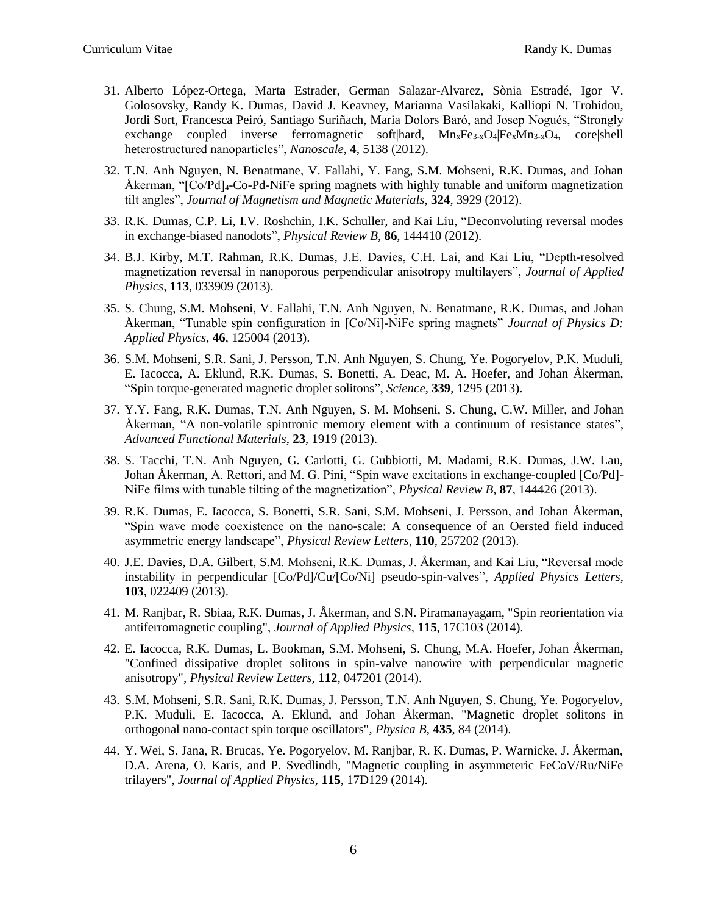31. Alberto López-Ortega, Marta Estrader, German Salazar-Alvarez, Sònia Estradé, Igor V. Golosovsky, Randy K. Dumas, David J. Keavney, Marianna Vasilakaki, Kalliopi N. Trohidou, Jordi Sort, Francesca Peiró, Santiago Suriñach, Maria Dolors Baró, and Josep Nogués, "Strongly exchange coupled inverse ferromagnetic soft|hard, $Mn_xFe_{3-x}O_4|Fe_xMn_{3-x}O_4$, core|shell heterostructured nanoparticles", *Nanoscale*, **4**, 5138 (2012).

32. T.N. Anh Nguyen, N. Benatmane, V. Fallahi, Y. Fang, S.M. Mohseni, R.K. Dumas, and Johan Åkerman, "$[Co/Pd]_4$-Co-Pd-NiFe spring magnets with highly tunable and uniform magnetization tilt angles", *Journal of Magnetism and Magnetic Materials*, **324**, 3929 (2012).

33. R.K. Dumas, C.P. Li, I.V. Roshchin, I.K. Schuller, and Kai Liu, "Deconvoluting reversal modes in exchange-biased nanodots", *Physical Review B*, **86**, 144410 (2012).

34. B.J. Kirby, M.T. Rahman, R.K. Dumas, J.E. Davies, C.H. Lai, and Kai Liu, "Depth-resolved magnetization reversal in nanoporous perpendicular anisotropy multilayers", *Journal of Applied Physics*, **113**, 033909 (2013).

35. S. Chung, S.M. Mohseni, V. Fallahi, T.N. Anh Nguyen, N. Benatmane, R.K. Dumas, and Johan Åkerman, "Tunable spin configuration in [Co/Ni]-NiFe spring magnets" *Journal of Physics D: Applied Physics*, **46**, 125004 (2013).

36. S.M. Mohseni, S.R. Sani, J. Persson, T.N. Anh Nguyen, S. Chung, Ye. Pogoryelov, P.K. Muduli, E. Iacocca, A. Eklund, R.K. Dumas, S. Bonetti, A. Deac, M. A. Hoefer, and Johan Åkerman, "Spin torque-generated magnetic droplet solitons", *Science*, **339**, 1295 (2013).

37. Y.Y. Fang, R.K. Dumas, T.N. Anh Nguyen, S. M. Mohseni, S. Chung, C.W. Miller, and Johan Åkerman, "A non-volatile spintronic memory element with a continuum of resistance states", *Advanced Functional Materials*, **23**, 1919 (2013).

38. S. Tacchi, T.N. Anh Nguyen, G. Carlotti, G. Gubbiotti, M. Madami, R.K. Dumas, J.W. Lau, Johan Åkerman, A. Rettori, and M. G. Pini, "Spin wave excitations in exchange-coupled [Co/Pd]-NiFe films with tunable tilting of the magnetization", *Physical Review B*, **87**, 144426 (2013).

39. R.K. Dumas, E. Iacocca, S. Bonetti, S.R. Sani, S.M. Mohseni, J. Persson, and Johan Åkerman, "Spin wave mode coexistence on the nano-scale: A consequence of an Oersted field induced asymmetric energy landscape", *Physical Review Letters*, **110**, 257202 (2013).

40. J.E. Davies, D.A. Gilbert, S.M. Mohseni, R.K. Dumas, J. Åkerman, and Kai Liu, "Reversal mode instability in perpendicular [Co/Pd]/Cu/[Co/Ni] pseudo-spin-valves", *Applied Physics Letters*, **103**, 022409 (2013).

41. M. Ranjbar, R. Sbiaa, R.K. Dumas, J. Åkerman, and S.N. Piramanayagam, "Spin reorientation via antiferromagnetic coupling", *Journal of Applied Physics*, **115**, 17C103 (2014).

42. E. Iacocca, R.K. Dumas, L. Bookman, S.M. Mohseni, S. Chung, M.A. Hoefer, Johan Åkerman, "Confined dissipative droplet solitons in spin-valve nanowire with perpendicular magnetic anisotropy", *Physical Review Letters*, **112**, 047201 (2014).

43. S.M. Mohseni, S.R. Sani, R.K. Dumas, J. Persson, T.N. Anh Nguyen, S. Chung, Ye. Pogoryelov, P.K. Muduli, E. Iacocca, A. Eklund, and Johan Åkerman, "Magnetic droplet solitons in orthogonal nano-contact spin torque oscillators", *Physica B*, **435**, 84 (2014).

44. Y. Wei, S. Jana, R. Brucas, Ye. Pogoryelov, M. Ranjbar, R. K. Dumas, P. Warnicke, J. Åkerman, D.A. Arena, O. Karis, and P. Svedlindh, "Magnetic coupling in asymmeteric FeCoV/Ru/NiFe trilayers", *Journal of Applied Physics*, **115**, 17D129 (2014).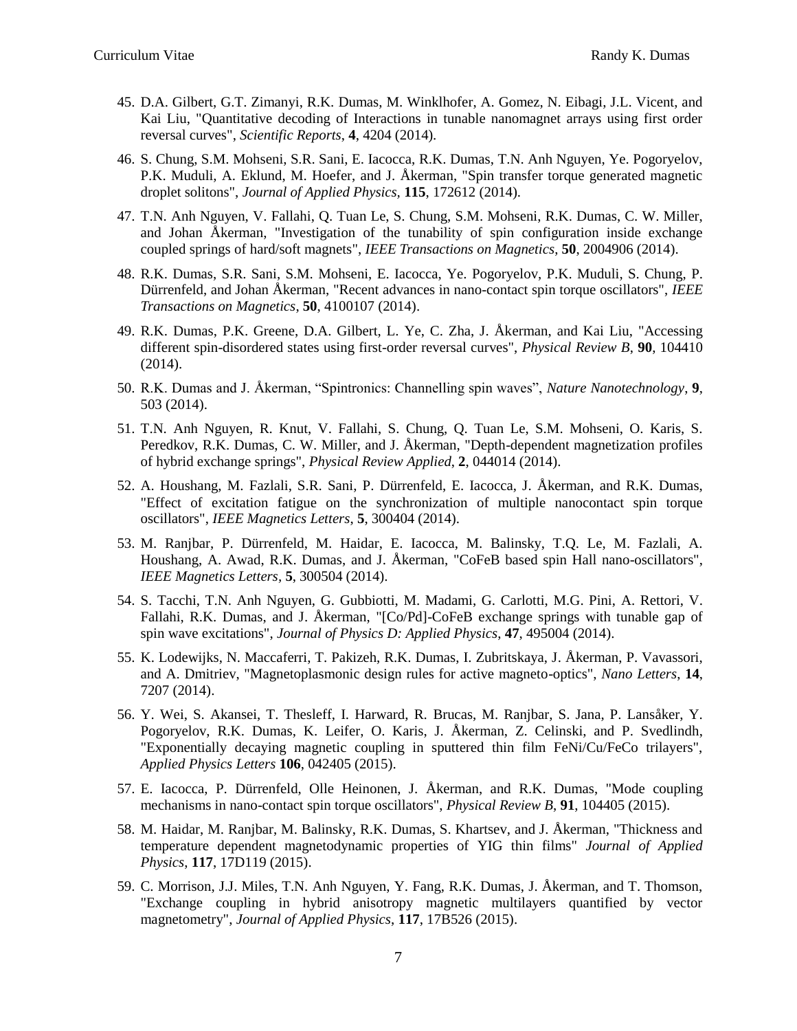45. D.A. Gilbert, G.T. Zimanyi, R.K. Dumas, M. Winklhofer, A. Gomez, N. Eibagi, J.L. Vicent, and Kai Liu, "Quantitative decoding of Interactions in tunable nanomagnet arrays using first order reversal curves", *Scientific Reports*, **4**, 4204 (2014).

46. S. Chung, S.M. Mohseni, S.R. Sani, E. Iacocca, R.K. Dumas, T.N. Anh Nguyen, Ye. Pogoryelov, P.K. Muduli, A. Eklund, M. Hoefer, and J. Åkerman, "Spin transfer torque generated magnetic droplet solitons", *Journal of Applied Physics,* **115**, 172612 (2014).

47. T.N. Anh Nguyen, V. Fallahi, Q. Tuan Le, S. Chung, S.M. Mohseni, R.K. Dumas, C. W. Miller, and Johan Åkerman, "Investigation of the tunability of spin configuration inside exchange coupled springs of hard/soft magnets", *IEEE Transactions on Magnetics*, **50**, 2004906 (2014).

48. R.K. Dumas, S.R. Sani, S.M. Mohseni, E. Iacocca, Ye. Pogoryelov, P.K. Muduli, S. Chung, P. Dürrenfeld, and Johan Åkerman, "Recent advances in nano-contact spin torque oscillators", *IEEE Transactions on Magnetics*, **50**, 4100107 (2014).

49. R.K. Dumas, P.K. Greene, D.A. Gilbert, L. Ye, C. Zha, J. Åkerman, and Kai Liu, "Accessing different spin-disordered states using first-order reversal curves", *Physical Review B*, **90**, 104410 (2014).

50. R.K. Dumas and J. Åkerman, "Spintronics: Channelling spin waves", *Nature Nanotechnology*, **9**, 503 (2014).

51. T.N. Anh Nguyen, R. Knut, V. Fallahi, S. Chung, Q. Tuan Le, S.M. Mohseni, O. Karis, S. Peredkov, R.K. Dumas, C. W. Miller, and J. Åkerman, "Depth-dependent magnetization profiles of hybrid exchange springs", *Physical Review Applied*, **2**, 044014 (2014).

52. A. Houshang, M. Fazlali, S.R. Sani, P. Dürrenfeld, E. Iacocca, J. Åkerman, and R.K. Dumas, "Effect of excitation fatigue on the synchronization of multiple nanocontact spin torque oscillators", *IEEE Magnetics Letters*, **5**, 300404 (2014).

53. M. Ranjbar, P. Dürrenfeld, M. Haidar, E. Iacocca, M. Balinsky, T.Q. Le, M. Fazlali, A. Houshang, A. Awad, R.K. Dumas, and J. Åkerman, "CoFeB based spin Hall nano-oscillators", *IEEE Magnetics Letters,* **5**, 300504 (2014).

54. S. Tacchi, T.N. Anh Nguyen, G. Gubbiotti, M. Madami, G. Carlotti, M.G. Pini, A. Rettori, V. Fallahi, R.K. Dumas, and J. Åkerman, "[Co/Pd]-CoFeB exchange springs with tunable gap of spin wave excitations", *Journal of Physics D: Applied Physics*, **47**, 495004 (2014).

55. K. Lodewijks, N. Maccaferri, T. Pakizeh, R.K. Dumas, I. Zubritskaya, J. Åkerman, P. Vavassori, and A. Dmitriev, "Magnetoplasmonic design rules for active magneto-optics", *Nano Letters*, **14**, 7207 (2014).

56. Y. Wei, S. Akansei, T. Thesleff, I. Harward, R. Brucas, M. Ranjbar, S. Jana, P. Lansåker, Y. Pogoryelov, R.K. Dumas, K. Leifer, O. Karis, J. Åkerman, Z. Celinski, and P. Svedlindh, "Exponentially decaying magnetic coupling in sputtered thin film FeNi/Cu/FeCo trilayers", *Applied Physics Letters* **106**, 042405 (2015).

57. E. Iacocca, P. Dürrenfeld, Olle Heinonen, J. Åkerman, and R.K. Dumas, "Mode coupling mechanisms in nano-contact spin torque oscillators", *Physical Review B*, **91**, 104405 (2015).

58. M. Haidar, M. Ranjbar, M. Balinsky, R.K. Dumas, S. Khartsev, and J. Åkerman, "Thickness and temperature dependent magnetodynamic properties of YIG thin films" *Journal of Applied Physics*, **117**, 17D119 (2015).

59. C. Morrison, J.J. Miles, T.N. Anh Nguyen, Y. Fang, R.K. Dumas, J. Åkerman, and T. Thomson, "Exchange coupling in hybrid anisotropy magnetic multilayers quantified by vector magnetometry", *Journal of Applied Physics*, **117**, 17B526 (2015).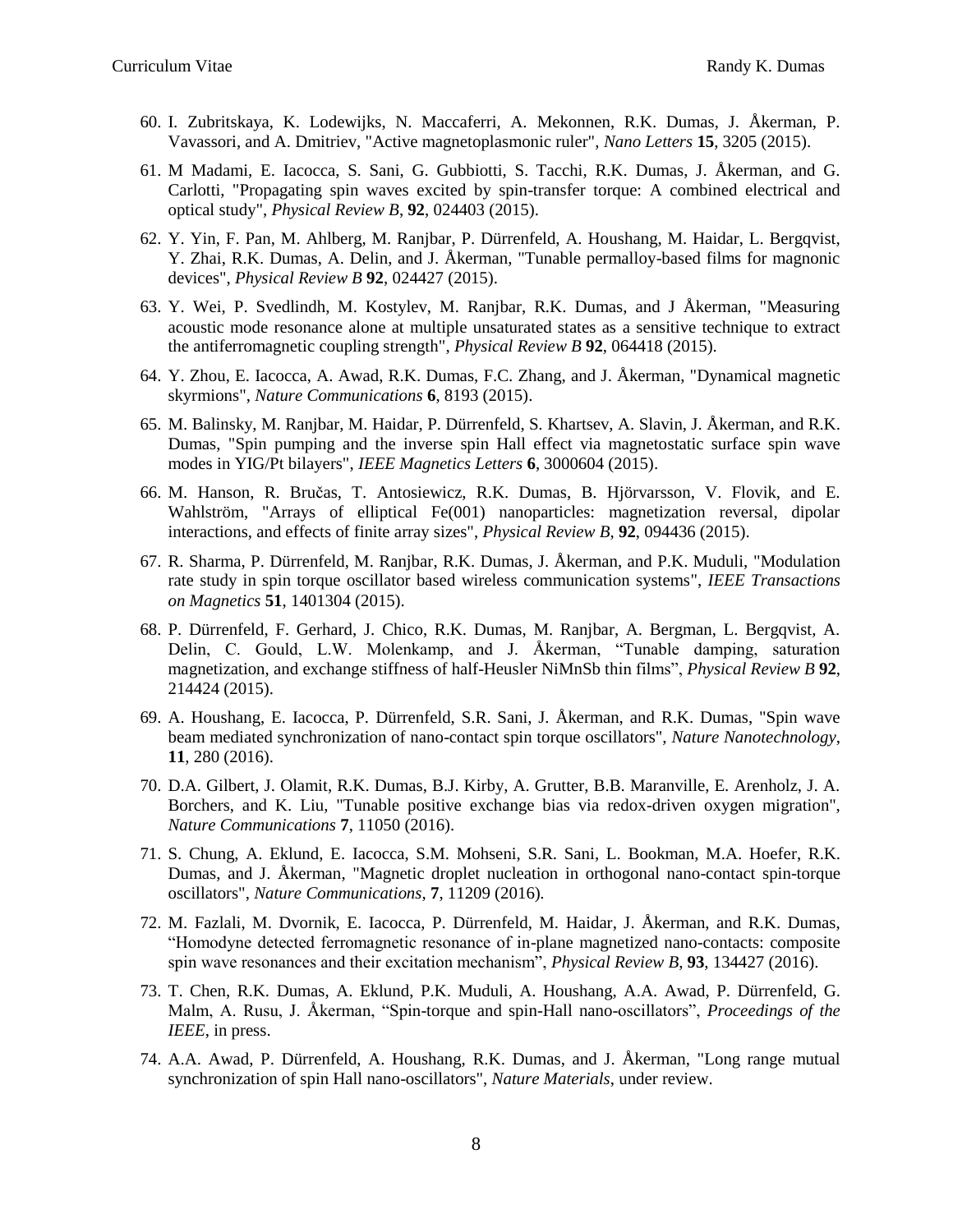60. I. Zubritskaya, K. Lodewijks, N. Maccaferri, A. Mekonnen, R.K. Dumas, J. Åkerman, P. Vavassori, and A. Dmitriev, "Active magnetoplasmonic ruler", *Nano Letters* **15**, 3205 (2015).

61. M Madami, E. Iacocca, S. Sani, G. Gubbiotti, S. Tacchi, R.K. Dumas, J. Åkerman, and G. Carlotti, "Propagating spin waves excited by spin-transfer torque: A combined electrical and optical study", *Physical Review B*, **92**, 024403 (2015).

62. Y. Yin, F. Pan, M. Ahlberg, M. Ranjbar, P. Dürrenfeld, A. Houshang, M. Haidar, L. Bergqvist, Y. Zhai, R.K. Dumas, A. Delin, and J. Åkerman, "Tunable permalloy-based films for magnonic devices", *Physical Review B* **92**, 024427 (2015).

63. Y. Wei, P. Svedlindh, M. Kostylev, M. Ranjbar, R.K. Dumas, and J Åkerman, "Measuring acoustic mode resonance alone at multiple unsaturated states as a sensitive technique to extract the antiferromagnetic coupling strength", *Physical Review B* **92**, 064418 (2015).

64. Y. Zhou, E. Iacocca, A. Awad, R.K. Dumas, F.C. Zhang, and J. Åkerman, "Dynamical magnetic skyrmions", *Nature Communications* **6**, 8193 (2015).

65. M. Balinsky, M. Ranjbar, M. Haidar, P. Dürrenfeld, S. Khartsev, A. Slavin, J. Åkerman, and R.K. Dumas, "Spin pumping and the inverse spin Hall effect via magnetostatic surface spin wave modes in YIG/Pt bilayers", *IEEE Magnetics Letters* **6**, 3000604 (2015).

66. M. Hanson, R. Bručas, T. Antosiewicz, R.K. Dumas, B. Hjörvarsson, V. Flovik, and E. Wahlström, "Arrays of elliptical Fe(001) nanoparticles: magnetization reversal, dipolar interactions, and effects of finite array sizes", *Physical Review B*, **92**, 094436 (2015).

67. R. Sharma, P. Dürrenfeld, M. Ranjbar, R.K. Dumas, J. Åkerman, and P.K. Muduli, "Modulation rate study in spin torque oscillator based wireless communication systems", *IEEE Transactions on Magnetics* **51**, 1401304 (2015).

68. P. Dürrenfeld, F. Gerhard, J. Chico, R.K. Dumas, M. Ranjbar, A. Bergman, L. Bergqvist, A. Delin, C. Gould, L.W. Molenkamp, and J. Åkerman, "Tunable damping, saturation magnetization, and exchange stiffness of half-Heusler NiMnSb thin films", *Physical Review B* **92**, 214424 (2015).

69. A. Houshang, E. Iacocca, P. Dürrenfeld, S.R. Sani, J. Åkerman, and R.K. Dumas, "Spin wave beam mediated synchronization of nano-contact spin torque oscillators", *Nature Nanotechnology*, **11**, 280 (2016).

70. D.A. Gilbert, J. Olamit, R.K. Dumas, B.J. Kirby, A. Grutter, B.B. Maranville, E. Arenholz, J. A. Borchers, and K. Liu, "Tunable positive exchange bias via redox-driven oxygen migration", *Nature Communications* **7**, 11050 (2016).

71. S. Chung, A. Eklund, E. Iacocca, S.M. Mohseni, S.R. Sani, L. Bookman, M.A. Hoefer, R.K. Dumas, and J. Åkerman, "Magnetic droplet nucleation in orthogonal nano-contact spin-torque oscillators", *Nature Communications*, **7**, 11209 (2016).

72. M. Fazlali, M. Dvornik, E. Iacocca, P. Dürrenfeld, M. Haidar, J. Åkerman, and R.K. Dumas, "Homodyne detected ferromagnetic resonance of in-plane magnetized nano-contacts: composite spin wave resonances and their excitation mechanism", *Physical Review B*, **93**, 134427 (2016).

73. T. Chen, R.K. Dumas, A. Eklund, P.K. Muduli, A. Houshang, A.A. Awad, P. Dürrenfeld, G. Malm, A. Rusu, J. Åkerman, "Spin-torque and spin-Hall nano-oscillators", *Proceedings of the IEEE*, in press.

74. A.A. Awad, P. Dürrenfeld, A. Houshang, R.K. Dumas, and J. Åkerman, "Long range mutual synchronization of spin Hall nano-oscillators", *Nature Materials*, under review.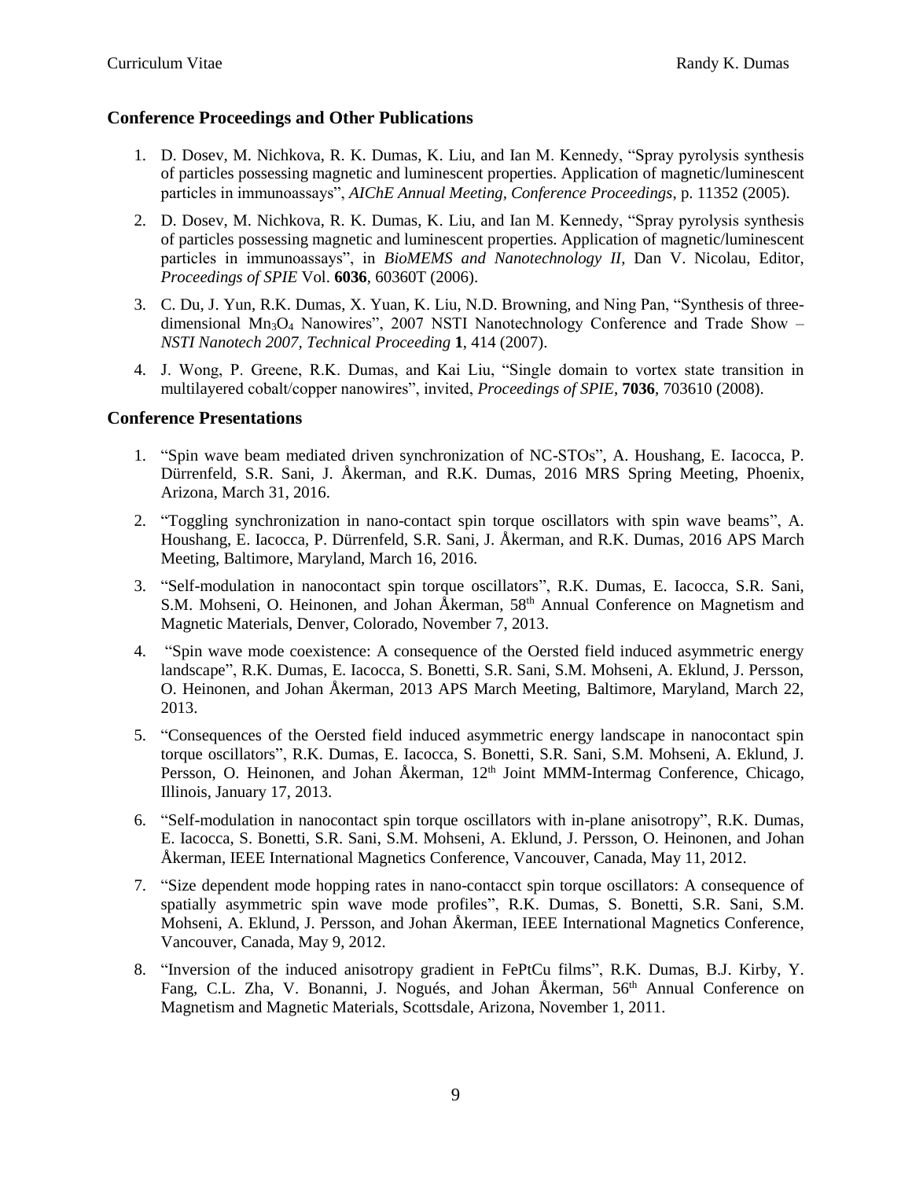## Conference Proceedings and Other Publications

1. D. Dosev, M. Nichkova, R. K. Dumas, K. Liu, and Ian M. Kennedy, "Spray pyrolysis synthesis of particles possessing magnetic and luminescent properties. Application of magnetic/luminescent particles in immunoassays", *AIChE Annual Meeting, Conference Proceedings*, p. 11352 (2005).
2. D. Dosev, M. Nichkova, R. K. Dumas, K. Liu, and Ian M. Kennedy, "Spray pyrolysis synthesis of particles possessing magnetic and luminescent properties. Application of magnetic/luminescent particles in immunoassays", in *BioMEMS and Nanotechnology II*, Dan V. Nicolau, Editor, *Proceedings of SPIE* Vol. **6036**, 60360T (2006).
3. C. Du, J. Yun, R.K. Dumas, X. Yuan, K. Liu, N.D. Browning, and Ning Pan, "Synthesis of three-dimensional $Mn_3O_4$ Nanowires", 2007 NSTI Nanotechnology Conference and Trade Show – *NSTI Nanotech 2007, Technical Proceeding* **1**, 414 (2007).
4. J. Wong, P. Greene, R.K. Dumas, and Kai Liu, "Single domain to vortex state transition in multilayered cobalt/copper nanowires", invited, *Proceedings of SPIE*, **7036**, 703610 (2008).

## Conference Presentations

1. "Spin wave beam mediated driven synchronization of NC-STOs", A. Houshang, E. Iacocca, P. Dürrenfeld, S.R. Sani, J. Åkerman, and R.K. Dumas, 2016 MRS Spring Meeting, Phoenix, Arizona, March 31, 2016.
2. "Toggling synchronization in nano-contact spin torque oscillators with spin wave beams", A. Houshang, E. Iacocca, P. Dürrenfeld, S.R. Sani, J. Åkerman, and R.K. Dumas, 2016 APS March Meeting, Baltimore, Maryland, March 16, 2016.
3. "Self-modulation in nanocontact spin torque oscillators", R.K. Dumas, E. Iacocca, S.R. Sani, S.M. Mohseni, O. Heinonen, and Johan Åkerman, 58th Annual Conference on Magnetism and Magnetic Materials, Denver, Colorado, November 7, 2013.
4. "Spin wave mode coexistence: A consequence of the Oersted field induced asymmetric energy landscape", R.K. Dumas, E. Iacocca, S. Bonetti, S.R. Sani, S.M. Mohseni, A. Eklund, J. Persson, O. Heinonen, and Johan Åkerman, 2013 APS March Meeting, Baltimore, Maryland, March 22, 2013.
5. "Consequences of the Oersted field induced asymmetric energy landscape in nanocontact spin torque oscillators", R.K. Dumas, E. Iacocca, S. Bonetti, S.R. Sani, S.M. Mohseni, A. Eklund, J. Persson, O. Heinonen, and Johan Åkerman, 12th Joint MMM-Intermag Conference, Chicago, Illinois, January 17, 2013.
6. "Self-modulation in nanocontact spin torque oscillators with in-plane anisotropy", R.K. Dumas, E. Iacocca, S. Bonetti, S.R. Sani, S.M. Mohseni, A. Eklund, J. Persson, O. Heinonen, and Johan Åkerman, IEEE International Magnetics Conference, Vancouver, Canada, May 11, 2012.
7. "Size dependent mode hopping rates in nano-contacct spin torque oscillators: A consequence of spatially asymmetric spin wave mode profiles", R.K. Dumas, S. Bonetti, S.R. Sani, S.M. Mohseni, A. Eklund, J. Persson, and Johan Åkerman, IEEE International Magnetics Conference, Vancouver, Canada, May 9, 2012.
8. "Inversion of the induced anisotropy gradient in FePtCu films", R.K. Dumas, B.J. Kirby, Y. Fang, C.L. Zha, V. Bonanni, J. Nogués, and Johan Åkerman, 56th Annual Conference on Magnetism and Magnetic Materials, Scottsdale, Arizona, November 1, 2011.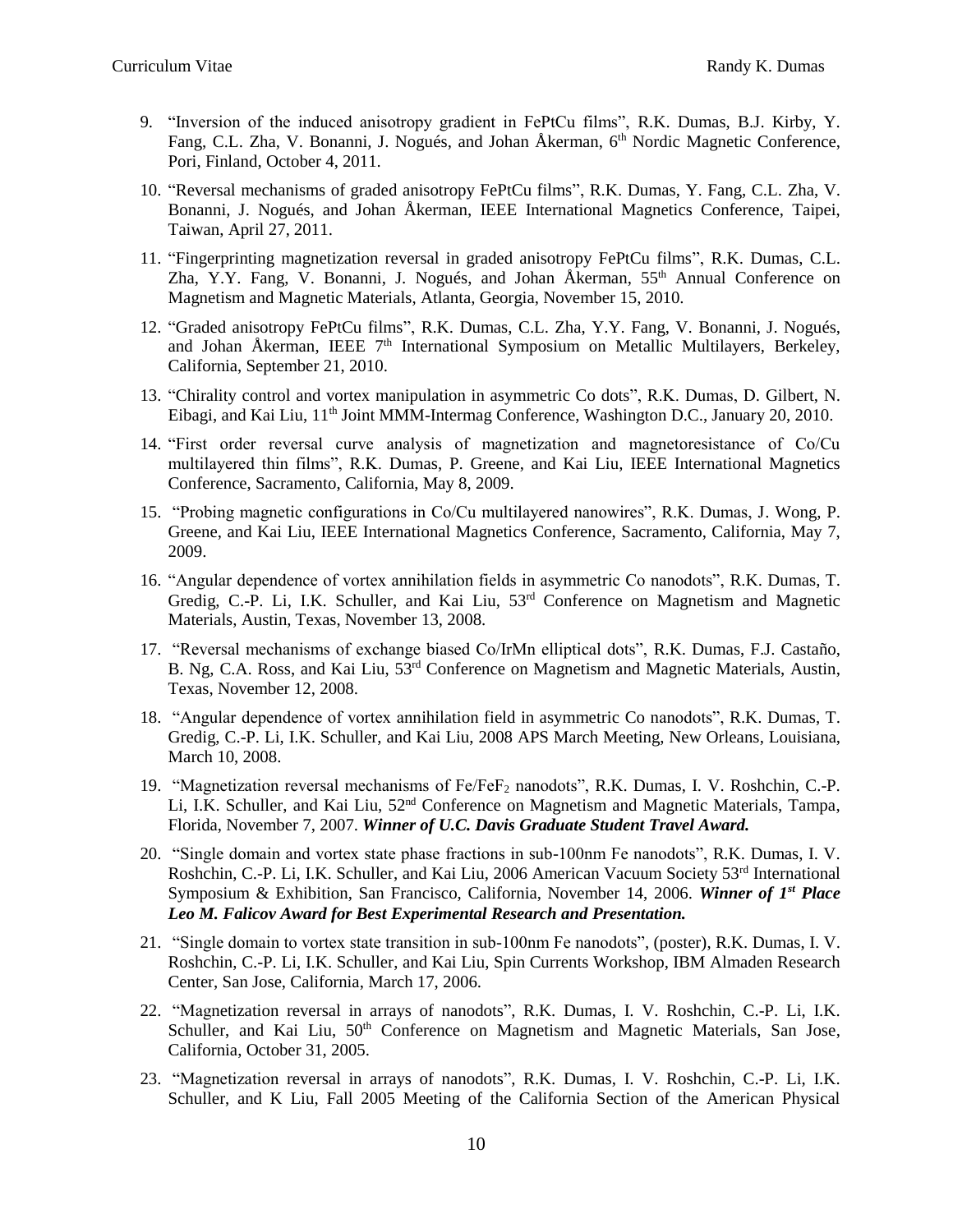9. "Inversion of the induced anisotropy gradient in FePtCu films", R.K. Dumas, B.J. Kirby, Y. Fang, C.L. Zha, V. Bonanni, J. Nogués, and Johan Åkerman, 6th Nordic Magnetic Conference, Pori, Finland, October 4, 2011.

10. "Reversal mechanisms of graded anisotropy FePtCu films", R.K. Dumas, Y. Fang, C.L. Zha, V. Bonanni, J. Nogués, and Johan Åkerman, IEEE International Magnetics Conference, Taipei, Taiwan, April 27, 2011.

11. "Fingerprinting magnetization reversal in graded anisotropy FePtCu films", R.K. Dumas, C.L. Zha, Y.Y. Fang, V. Bonanni, J. Nogués, and Johan Åkerman, 55th Annual Conference on Magnetism and Magnetic Materials, Atlanta, Georgia, November 15, 2010.

12. "Graded anisotropy FePtCu films", R.K. Dumas, C.L. Zha, Y.Y. Fang, V. Bonanni, J. Nogués, and Johan Åkerman, IEEE 7th International Symposium on Metallic Multilayers, Berkeley, California, September 21, 2010.

13. "Chirality control and vortex manipulation in asymmetric Co dots", R.K. Dumas, D. Gilbert, N. Eibagi, and Kai Liu, 11th Joint MMM-Intermag Conference, Washington D.C., January 20, 2010.

14. "First order reversal curve analysis of magnetization and magnetoresistance of Co/Cu multilayered thin films", R.K. Dumas, P. Greene, and Kai Liu, IEEE International Magnetics Conference, Sacramento, California, May 8, 2009.

15. "Probing magnetic configurations in Co/Cu multilayered nanowires", R.K. Dumas, J. Wong, P. Greene, and Kai Liu, IEEE International Magnetics Conference, Sacramento, California, May 7, 2009.

16. "Angular dependence of vortex annihilation fields in asymmetric Co nanodots", R.K. Dumas, T. Gredig, C.-P. Li, I.K. Schuller, and Kai Liu, 53rd Conference on Magnetism and Magnetic Materials, Austin, Texas, November 13, 2008.

17. "Reversal mechanisms of exchange biased Co/IrMn elliptical dots", R.K. Dumas, F.J. Castaño, B. Ng, C.A. Ross, and Kai Liu, 53rd Conference on Magnetism and Magnetic Materials, Austin, Texas, November 12, 2008.

18. "Angular dependence of vortex annihilation field in asymmetric Co nanodots", R.K. Dumas, T. Gredig, C.-P. Li, I.K. Schuller, and Kai Liu, 2008 APS March Meeting, New Orleans, Louisiana, March 10, 2008.

19. "Magnetization reversal mechanisms of Fe/$FeF_2$ nanodots", R.K. Dumas, I. V. Roshchin, C.-P. Li, I.K. Schuller, and Kai Liu, 52nd Conference on Magnetism and Magnetic Materials, Tampa, Florida, November 7, 2007. ***Winner of U.C. Davis Graduate Student Travel Award.***

20. "Single domain and vortex state phase fractions in sub-100nm Fe nanodots", R.K. Dumas, I. V. Roshchin, C.-P. Li, I.K. Schuller, and Kai Liu, 2006 American Vacuum Society 53rd International Symposium & Exhibition, San Francisco, California, November 14, 2006. ***Winner of 1st Place Leo M. Falicov Award for Best Experimental Research and Presentation.***

21. "Single domain to vortex state transition in sub-100nm Fe nanodots", (poster), R.K. Dumas, I. V. Roshchin, C.-P. Li, I.K. Schuller, and Kai Liu, Spin Currents Workshop, IBM Almaden Research Center, San Jose, California, March 17, 2006.

22. "Magnetization reversal in arrays of nanodots", R.K. Dumas, I. V. Roshchin, C.-P. Li, I.K. Schuller, and Kai Liu, 50th Conference on Magnetism and Magnetic Materials, San Jose, California, October 31, 2005.

23. "Magnetization reversal in arrays of nanodots", R.K. Dumas, I. V. Roshchin, C.-P. Li, I.K. Schuller, and K Liu, Fall 2005 Meeting of the California Section of the American Physical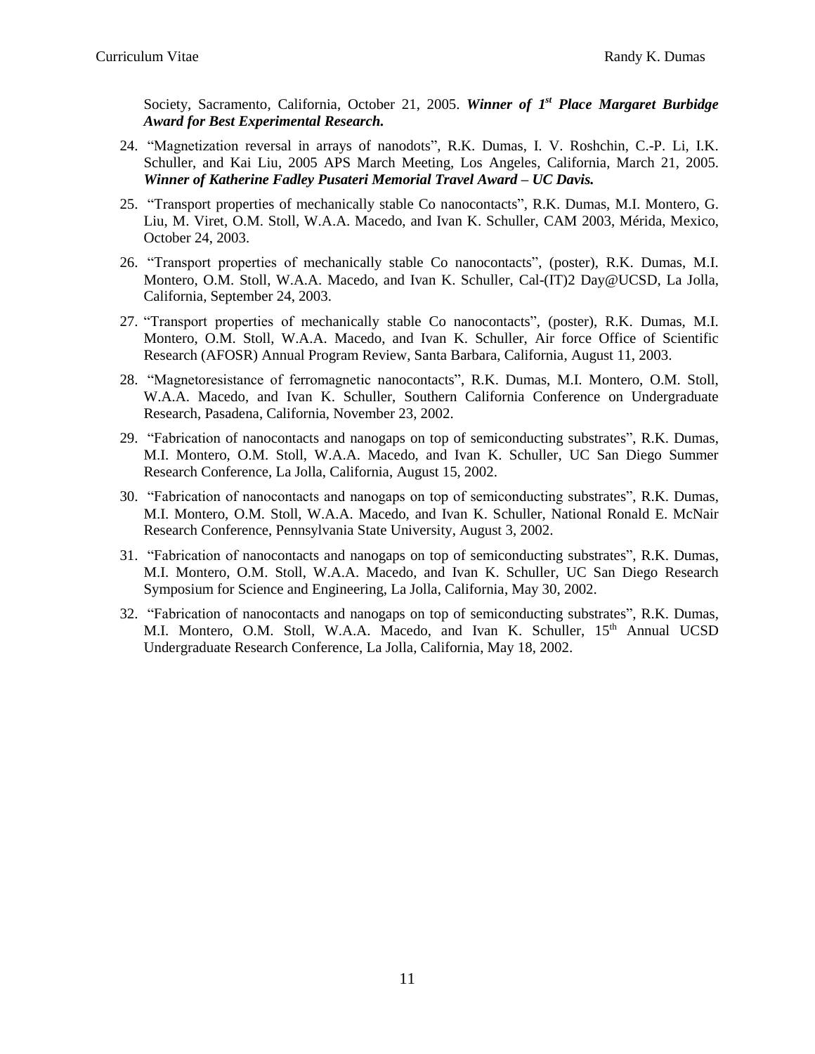Society, Sacramento, California, October 21, 2005. ***Winner of 1st Place Margaret Burbidge Award for Best Experimental Research.***

24. "Magnetization reversal in arrays of nanodots", R.K. Dumas, I. V. Roshchin, C.-P. Li, I.K. Schuller, and Kai Liu, 2005 APS March Meeting, Los Angeles, California, March 21, 2005. ***Winner of Katherine Fadley Pusateri Memorial Travel Award – UC Davis.***
25. "Transport properties of mechanically stable Co nanocontacts", R.K. Dumas, M.I. Montero, G. Liu, M. Viret, O.M. Stoll, W.A.A. Macedo, and Ivan K. Schuller, CAM 2003, Mérida, Mexico, October 24, 2003.
26. "Transport properties of mechanically stable Co nanocontacts", (poster), R.K. Dumas, M.I. Montero, O.M. Stoll, W.A.A. Macedo, and Ivan K. Schuller, Cal-(IT)2 Day@UCSD, La Jolla, California, September 24, 2003.
27. "Transport properties of mechanically stable Co nanocontacts", (poster), R.K. Dumas, M.I. Montero, O.M. Stoll, W.A.A. Macedo, and Ivan K. Schuller, Air force Office of Scientific Research (AFOSR) Annual Program Review, Santa Barbara, California, August 11, 2003.
28. "Magnetoresistance of ferromagnetic nanocontacts", R.K. Dumas, M.I. Montero, O.M. Stoll, W.A.A. Macedo, and Ivan K. Schuller, Southern California Conference on Undergraduate Research, Pasadena, California, November 23, 2002.
29. "Fabrication of nanocontacts and nanogaps on top of semiconducting substrates", R.K. Dumas, M.I. Montero, O.M. Stoll, W.A.A. Macedo, and Ivan K. Schuller, UC San Diego Summer Research Conference, La Jolla, California, August 15, 2002.
30. "Fabrication of nanocontacts and nanogaps on top of semiconducting substrates", R.K. Dumas, M.I. Montero, O.M. Stoll, W.A.A. Macedo, and Ivan K. Schuller, National Ronald E. McNair Research Conference, Pennsylvania State University, August 3, 2002.
31. "Fabrication of nanocontacts and nanogaps on top of semiconducting substrates", R.K. Dumas, M.I. Montero, O.M. Stoll, W.A.A. Macedo, and Ivan K. Schuller, UC San Diego Research Symposium for Science and Engineering, La Jolla, California, May 30, 2002.
32. "Fabrication of nanocontacts and nanogaps on top of semiconducting substrates", R.K. Dumas, M.I. Montero, O.M. Stoll, W.A.A. Macedo, and Ivan K. Schuller, 15th Annual UCSD Undergraduate Research Conference, La Jolla, California, May 18, 2002.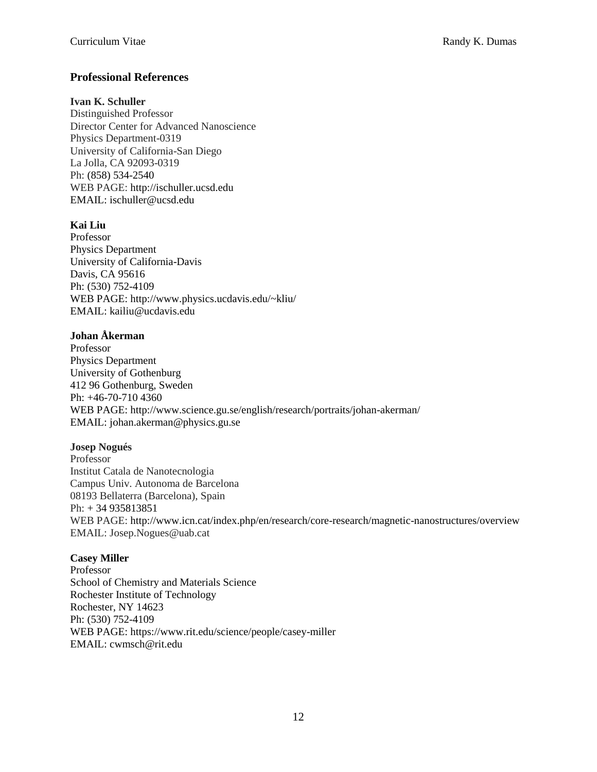## Professional References

**Ivan K. Schuller**
Distinguished Professor
Director Center for Advanced Nanoscience
Physics Department-0319
University of California-San Diego
La Jolla, CA 92093-0319
Ph: (858) 534-2540
WEB PAGE: http://ischuller.ucsd.edu
EMAIL: ischuller@ucsd.edu

**Kai Liu**
Professor
Physics Department
University of California-Davis
Davis, CA 95616
Ph: (530) 752-4109
WEB PAGE: http://www.physics.ucdavis.edu/~kliu/
EMAIL: kailiu@ucdavis.edu

**Johan Åkerman**
Professor
Physics Department
University of Gothenburg
412 96 Gothenburg, Sweden
Ph: +46-70-710 4360
WEB PAGE: http://www.science.gu.se/english/research/portraits/johan-akerman/
EMAIL: johan.akerman@physics.gu.se

**Josep Nogués**
Professor
Institut Catala de Nanotecnologia
Campus Univ. Autonoma de Barcelona
08193 Bellaterra (Barcelona), Spain
Ph: + 34 935813851
WEB PAGE: http://www.icn.cat/index.php/en/research/core-research/magnetic-nanostructures/overview
EMAIL: Josep.Nogues@uab.cat

**Casey Miller**
Professor
School of Chemistry and Materials Science
Rochester Institute of Technology
Rochester, NY 14623
Ph: (530) 752-4109
WEB PAGE: https://www.rit.edu/science/people/casey-miller
EMAIL: cwmsch@rit.edu